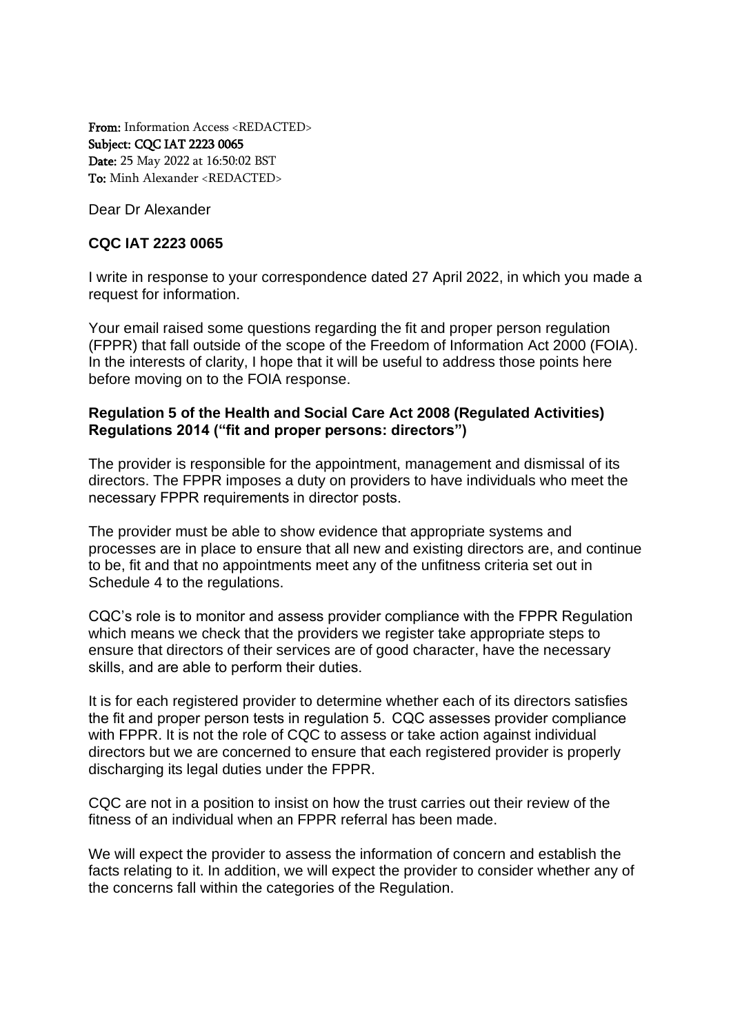**From:** Information Access <REDACTED>
**Subject:** CQC IAT 2223 0065
**Date:** 25 May 2022 at 16:50:02 BST
**To:** Minh Alexander <REDACTED>

Dear Dr Alexander

**CQC IAT 2223 0065**

I write in response to your correspondence dated 27 April 2022, in which you made a request for information.

Your email raised some questions regarding the fit and proper person regulation (FPPR) that fall outside of the scope of the Freedom of Information Act 2000 (FOIA). In the interests of clarity, I hope that it will be useful to address those points here before moving on to the FOIA response.

**Regulation 5 of the Health and Social Care Act 2008 (Regulated Activities) Regulations 2014 ("fit and proper persons: directors")**

The provider is responsible for the appointment, management and dismissal of its directors. The FPPR imposes a duty on providers to have individuals who meet the necessary FPPR requirements in director posts.

The provider must be able to show evidence that appropriate systems and processes are in place to ensure that all new and existing directors are, and continue to be, fit and that no appointments meet any of the unfitness criteria set out in Schedule 4 to the regulations.

CQC's role is to monitor and assess provider compliance with the FPPR Regulation which means we check that the providers we register take appropriate steps to ensure that directors of their services are of good character, have the necessary skills, and are able to perform their duties.

It is for each registered provider to determine whether each of its directors satisfies the fit and proper person tests in regulation 5. CQC assesses provider compliance with FPPR. It is not the role of CQC to assess or take action against individual directors but we are concerned to ensure that each registered provider is properly discharging its legal duties under the FPPR.

CQC are not in a position to insist on how the trust carries out their review of the fitness of an individual when an FPPR referral has been made.

We will expect the provider to assess the information of concern and establish the facts relating to it. In addition, we will expect the provider to consider whether any of the concerns fall within the categories of the Regulation.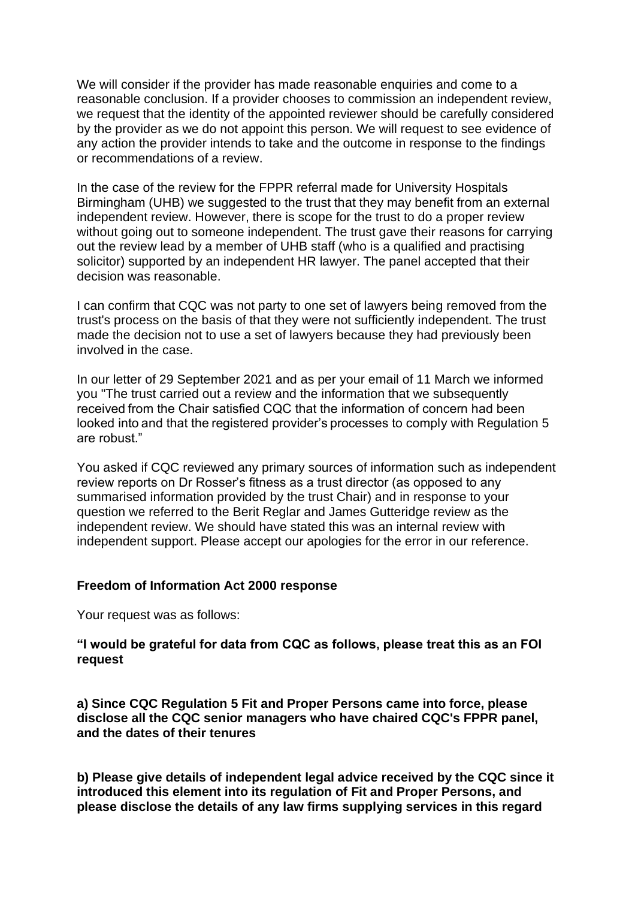We will consider if the provider has made reasonable enquiries and come to a reasonable conclusion. If a provider chooses to commission an independent review, we request that the identity of the appointed reviewer should be carefully considered by the provider as we do not appoint this person. We will request to see evidence of any action the provider intends to take and the outcome in response to the findings or recommendations of a review.

In the case of the review for the FPPR referral made for University Hospitals Birmingham (UHB) we suggested to the trust that they may benefit from an external independent review. However, there is scope for the trust to do a proper review without going out to someone independent. The trust gave their reasons for carrying out the review lead by a member of UHB staff (who is a qualified and practising solicitor) supported by an independent HR lawyer. The panel accepted that their decision was reasonable.

I can confirm that CQC was not party to one set of lawyers being removed from the trust's process on the basis of that they were not sufficiently independent. The trust made the decision not to use a set of lawyers because they had previously been involved in the case.

In our letter of 29 September 2021 and as per your email of 11 March we informed you "The trust carried out a review and the information that we subsequently received from the Chair satisfied CQC that the information of concern had been looked into and that the registered provider's processes to comply with Regulation 5 are robust."

You asked if CQC reviewed any primary sources of information such as independent review reports on Dr Rosser's fitness as a trust director (as opposed to any summarised information provided by the trust Chair) and in response to your question we referred to the Berit Reglar and James Gutteridge review as the independent review. We should have stated this was an internal review with independent support. Please accept our apologies for the error in our reference.

**Freedom of Information Act 2000 response**

Your request was as follows:

**"I would be grateful for data from CQC as follows, please treat this as an FOI request**

**a) Since CQC Regulation 5 Fit and Proper Persons came into force, please disclose all the CQC senior managers who have chaired CQC's FPPR panel, and the dates of their tenures**

**b) Please give details of independent legal advice received by the CQC since it introduced this element into its regulation of Fit and Proper Persons, and please disclose the details of any law firms supplying services in this regard**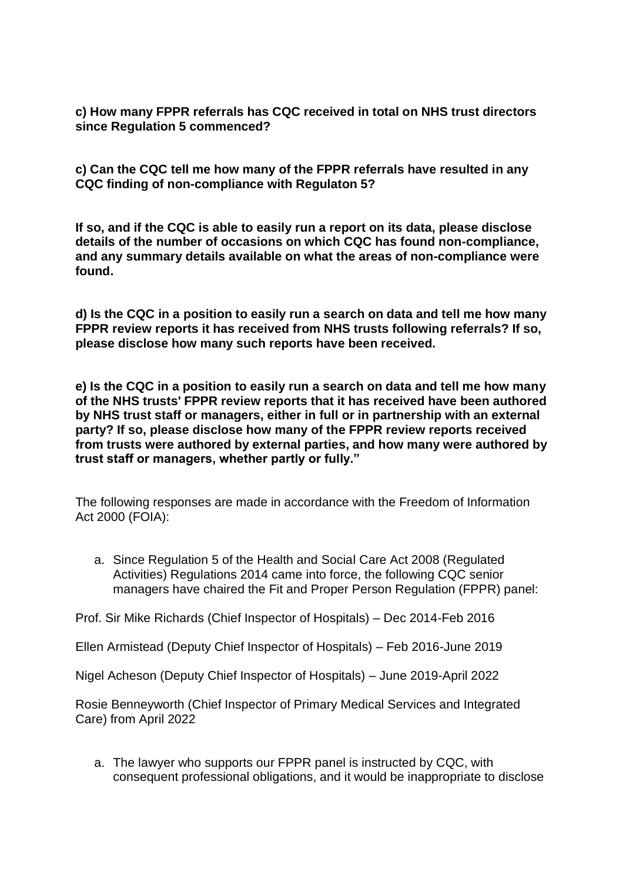**c) How many FPPR referrals has CQC received in total on NHS trust directors since Regulation 5 commenced?**

**c) Can the CQC tell me how many of the FPPR referrals have resulted in any CQC finding of non-compliance with Regulaton 5?**

**If so, and if the CQC is able to easily run a report on its data, please disclose details of the number of occasions on which CQC has found non-compliance, and any summary details available on what the areas of non-compliance were found.**

**d) Is the CQC in a position to easily run a search on data and tell me how many FPPR review reports it has received from NHS trusts following referrals? If so, please disclose how many such reports have been received.**

**e) Is the CQC in a position to easily run a search on data and tell me how many of the NHS trusts' FPPR review reports that it has received have been authored by NHS trust staff or managers, either in full or in partnership with an external party? If so, please disclose how many of the FPPR review reports received from trusts were authored by external parties, and how many were authored by trust staff or managers, whether partly or fully."**

The following responses are made in accordance with the Freedom of Information Act 2000 (FOIA):

a. Since Regulation 5 of the Health and Social Care Act 2008 (Regulated Activities) Regulations 2014 came into force, the following CQC senior managers have chaired the Fit and Proper Person Regulation (FPPR) panel:

Prof. Sir Mike Richards (Chief Inspector of Hospitals) – Dec 2014-Feb 2016

Ellen Armistead (Deputy Chief Inspector of Hospitals) – Feb 2016-June 2019

Nigel Acheson (Deputy Chief Inspector of Hospitals) – June 2019-April 2022

Rosie Benneyworth (Chief Inspector of Primary Medical Services and Integrated Care) from April 2022

a. The lawyer who supports our FPPR panel is instructed by CQC, with consequent professional obligations, and it would be inappropriate to disclose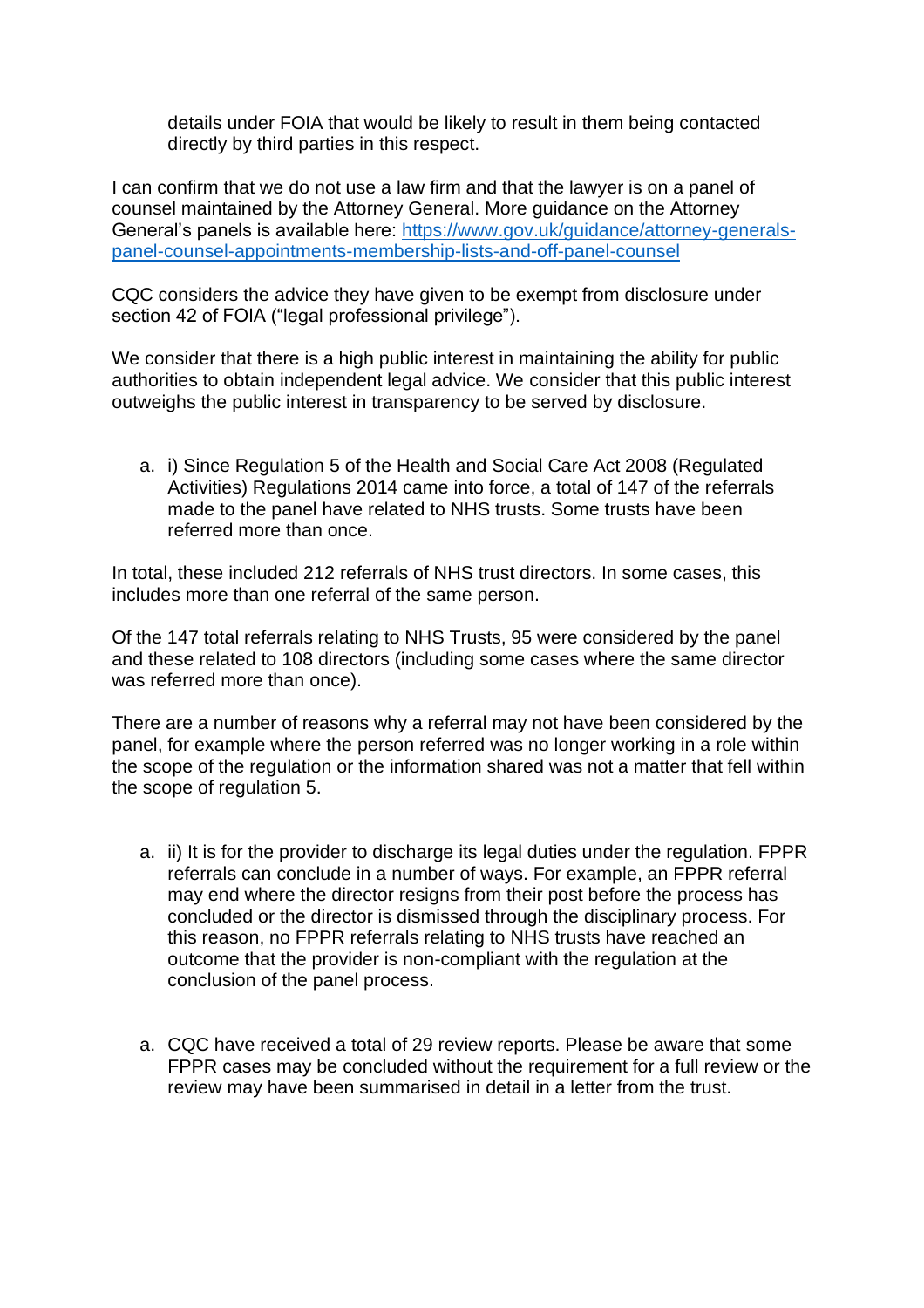details under FOIA that would be likely to result in them being contacted directly by third parties in this respect.

I can confirm that we do not use a law firm and that the lawyer is on a panel of counsel maintained by the Attorney General. More guidance on the Attorney General's panels is available here: [https://www.gov.uk/guidance/attorney-generals-panel-counsel-appointments-membership-lists-and-off-panel-counsel](https://www.gov.uk/guidance/attorney-generals-panel-counsel-appointments-membership-lists-and-off-panel-counsel)

CQC considers the advice they have given to be exempt from disclosure under section 42 of FOIA ("legal professional privilege").

We consider that there is a high public interest in maintaining the ability for public authorities to obtain independent legal advice. We consider that this public interest outweighs the public interest in transparency to be served by disclosure.

a. i) Since Regulation 5 of the Health and Social Care Act 2008 (Regulated Activities) Regulations 2014 came into force, a total of 147 of the referrals made to the panel have related to NHS trusts. Some trusts have been referred more than once.

In total, these included 212 referrals of NHS trust directors. In some cases, this includes more than one referral of the same person.

Of the 147 total referrals relating to NHS Trusts, 95 were considered by the panel and these related to 108 directors (including some cases where the same director was referred more than once).

There are a number of reasons why a referral may not have been considered by the panel, for example where the person referred was no longer working in a role within the scope of the regulation or the information shared was not a matter that fell within the scope of regulation 5.

a. ii) It is for the provider to discharge its legal duties under the regulation. FPPR referrals can conclude in a number of ways. For example, an FPPR referral may end where the director resigns from their post before the process has concluded or the director is dismissed through the disciplinary process. For this reason, no FPPR referrals relating to NHS trusts have reached an outcome that the provider is non-compliant with the regulation at the conclusion of the panel process.

a. CQC have received a total of 29 review reports. Please be aware that some FPPR cases may be concluded without the requirement for a full review or the review may have been summarised in detail in a letter from the trust.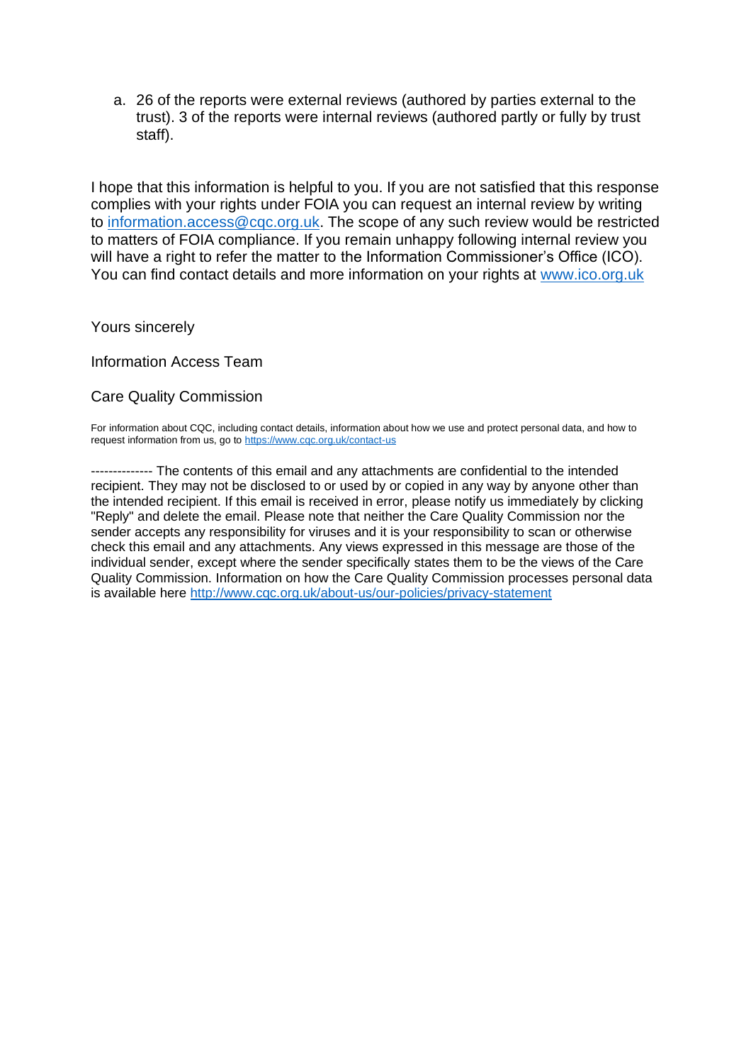a. 26 of the reports were external reviews (authored by parties external to the trust). 3 of the reports were internal reviews (authored partly or fully by trust staff).

I hope that this information is helpful to you. If you are not satisfied that this response complies with your rights under FOIA you can request an internal review by writing to information.access@cqc.org.uk. The scope of any such review would be restricted to matters of FOIA compliance. If you remain unhappy following internal review you will have a right to refer the matter to the Information Commissioner's Office (ICO). You can find contact details and more information on your rights at www.ico.org.uk

Yours sincerely

Information Access Team

Care Quality Commission

For information about CQC, including contact details, information about how we use and protect personal data, and how to request information from us, go to https://www.cqc.org.uk/contact-us

------------- The contents of this email and any attachments are confidential to the intended recipient. They may not be disclosed to or used by or copied in any way by anyone other than the intended recipient. If this email is received in error, please notify us immediately by clicking "Reply" and delete the email. Please note that neither the Care Quality Commission nor the sender accepts any responsibility for viruses and it is your responsibility to scan or otherwise check this email and any attachments. Any views expressed in this message are those of the individual sender, except where the sender specifically states them to be the views of the Care Quality Commission. Information on how the Care Quality Commission processes personal data is available here http://www.cqc.org.uk/about-us/our-policies/privacy-statement